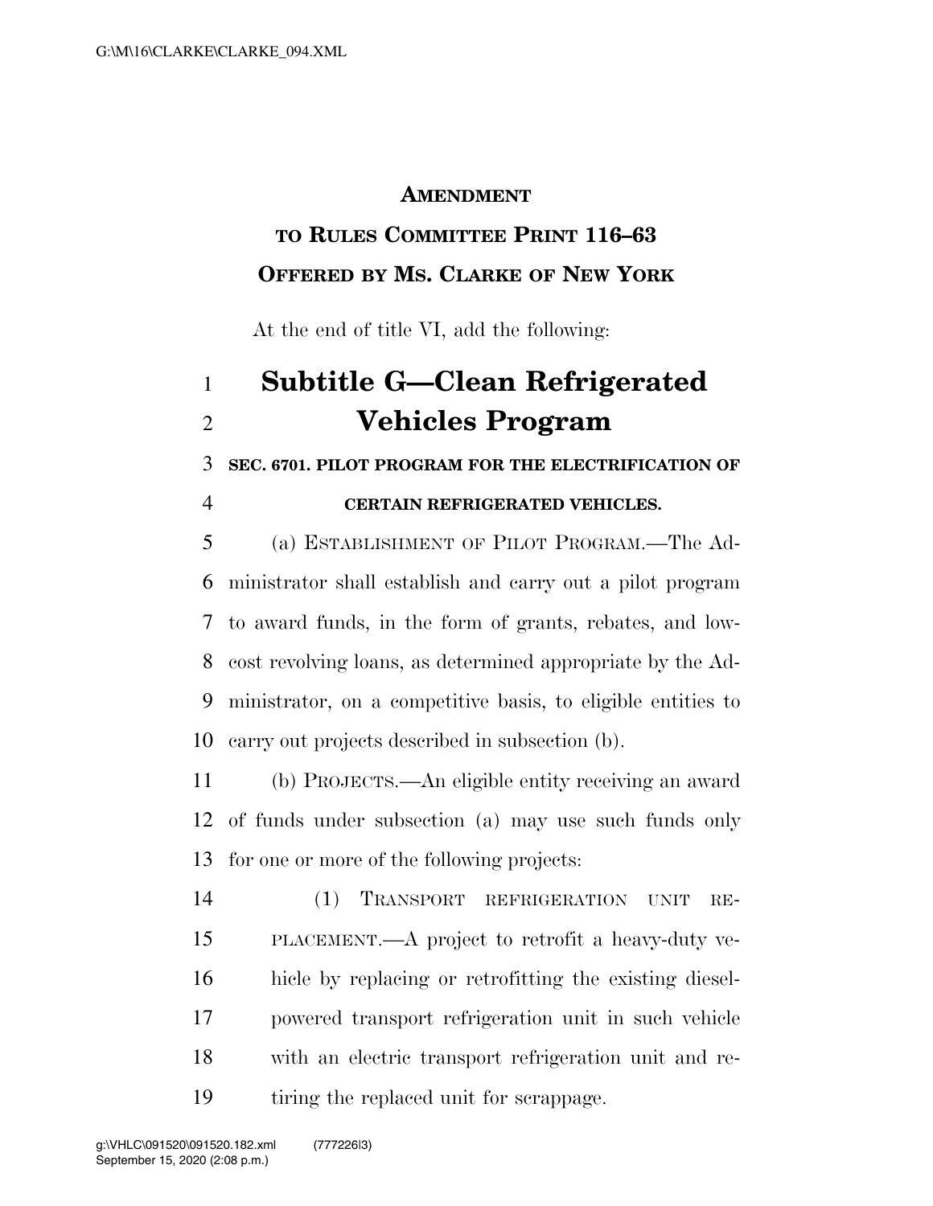**AMENDMENT**

**TO RULES COMMITTEE PRINT 116–63**

**OFFERED BY MS. CLARKE OF NEW YORK**

At the end of title VI, add the following:

# Subtitle G—Clean Refrigerated Vehicles Program

**SEC. 6701. PILOT PROGRAM FOR THE ELECTRIFICATION OF CERTAIN REFRIGERATED VEHICLES.**

(a) ESTABLISHMENT OF PILOT PROGRAM.—The Administrator shall establish and carry out a pilot program to award funds, in the form of grants, rebates, and low-cost revolving loans, as determined appropriate by the Administrator, on a competitive basis, to eligible entities to carry out projects described in subsection (b).

(b) PROJECTS.—An eligible entity receiving an award of funds under subsection (a) may use such funds only for one or more of the following projects:

(1) TRANSPORT REFRIGERATION UNIT REPLACEMENT.—A project to retrofit a heavy-duty vehicle by replacing or retrofitting the existing diesel-powered transport refrigeration unit in such vehicle with an electric transport refrigeration unit and retiring the replaced unit for scrappage.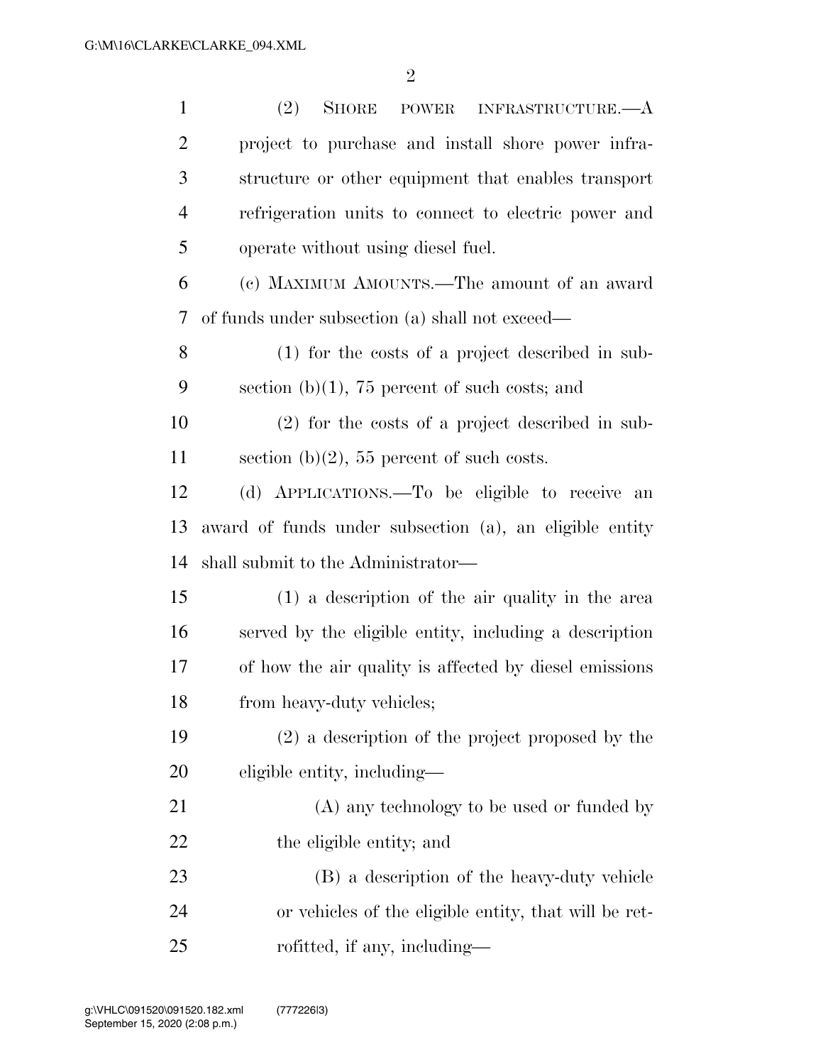(2) SHORE POWER INFRASTRUCTURE.—A project to purchase and install shore power infrastructure or other equipment that enables transport refrigeration units to connect to electric power and operate without using diesel fuel.

(c) MAXIMUM AMOUNTS.—The amount of an award of funds under subsection (a) shall not exceed—

(1) for the costs of a project described in subsection (b)(1), 75 percent of such costs; and

(2) for the costs of a project described in subsection (b)(2), 55 percent of such costs.

(d) APPLICATIONS.—To be eligible to receive an award of funds under subsection (a), an eligible entity shall submit to the Administrator—

(1) a description of the air quality in the area served by the eligible entity, including a description of how the air quality is affected by diesel emissions from heavy-duty vehicles;

(2) a description of the project proposed by the eligible entity, including—

(A) any technology to be used or funded by the eligible entity; and

(B) a description of the heavy-duty vehicle or vehicles of the eligible entity, that will be retrofitted, if any, including—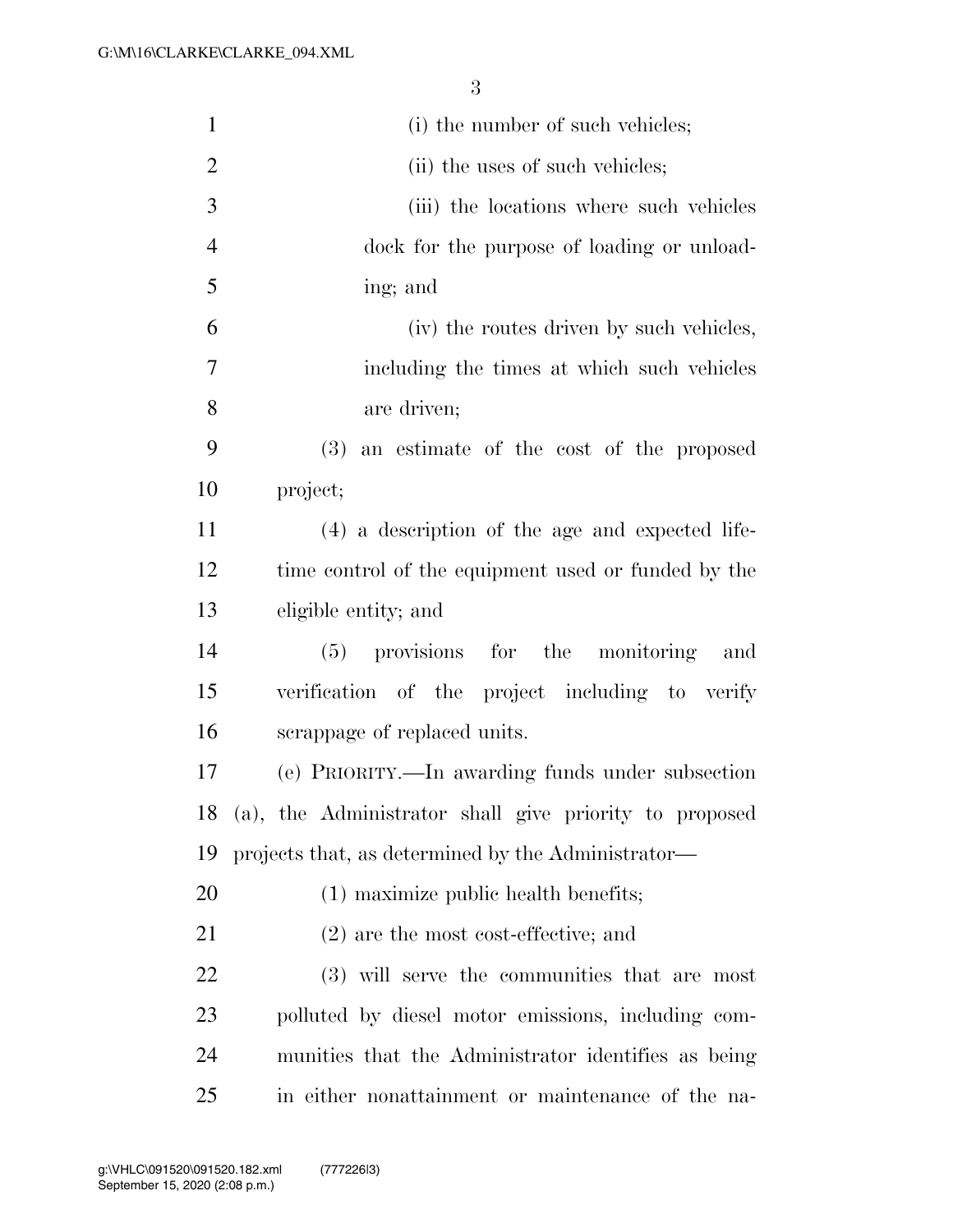(i) the number of such vehicles;

(ii) the uses of such vehicles;

(iii) the locations where such vehicles dock for the purpose of loading or unloading; and

(iv) the routes driven by such vehicles, including the times at which such vehicles are driven;

(3) an estimate of the cost of the proposed project;

(4) a description of the age and expected lifetime control of the equipment used or funded by the eligible entity; and

(5) provisions for the monitoring and verification of the project including to verify scrappage of replaced units.

(e) PRIORITY.—In awarding funds under subsection (a), the Administrator shall give priority to proposed projects that, as determined by the Administrator—

(1) maximize public health benefits;

(2) are the most cost-effective; and

(3) will serve the communities that are most polluted by diesel motor emissions, including communities that the Administrator identifies as being in either nonattainment or maintenance of the na-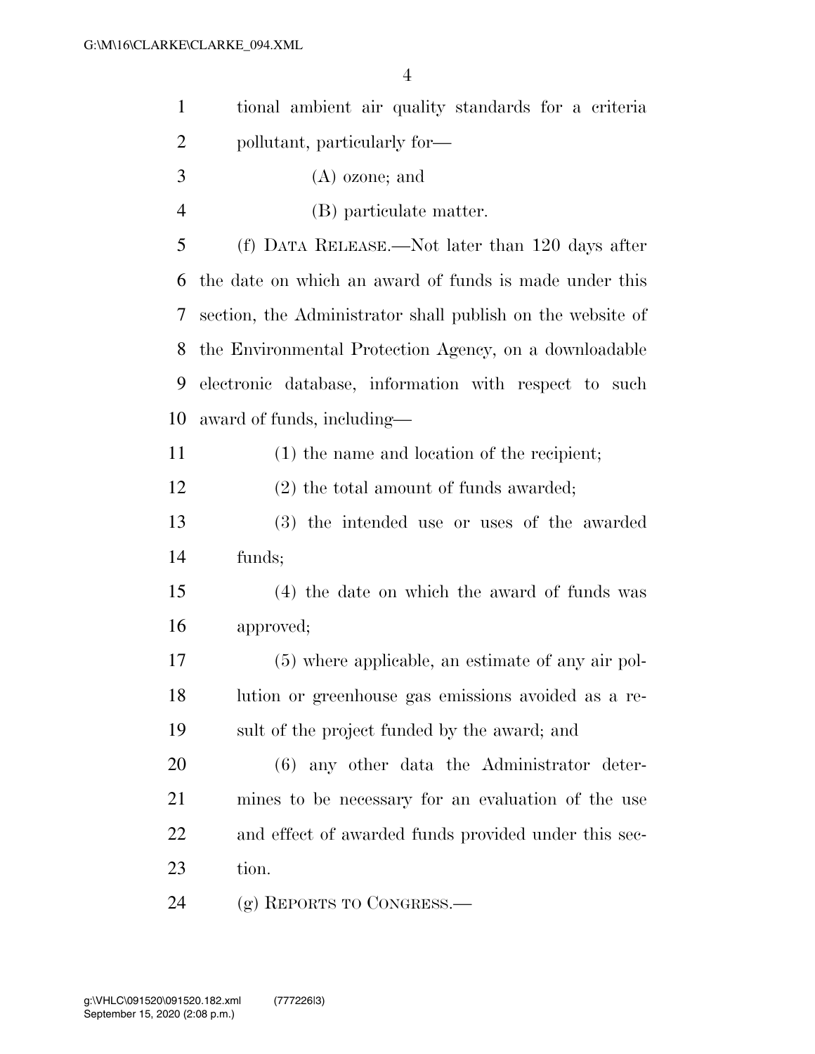tional ambient air quality standards for a criteria pollutant, particularly for—

(A) ozone; and

(B) particulate matter.

(f) DATA RELEASE.—Not later than 120 days after the date on which an award of funds is made under this section, the Administrator shall publish on the website of the Environmental Protection Agency, on a downloadable electronic database, information with respect to such award of funds, including—

(1) the name and location of the recipient;

(2) the total amount of funds awarded;

(3) the intended use or uses of the awarded funds;

(4) the date on which the award of funds was approved;

(5) where applicable, an estimate of any air pollution or greenhouse gas emissions avoided as a result of the project funded by the award; and

(6) any other data the Administrator determines to be necessary for an evaluation of the use and effect of awarded funds provided under this section.

(g) REPORTS TO CONGRESS.—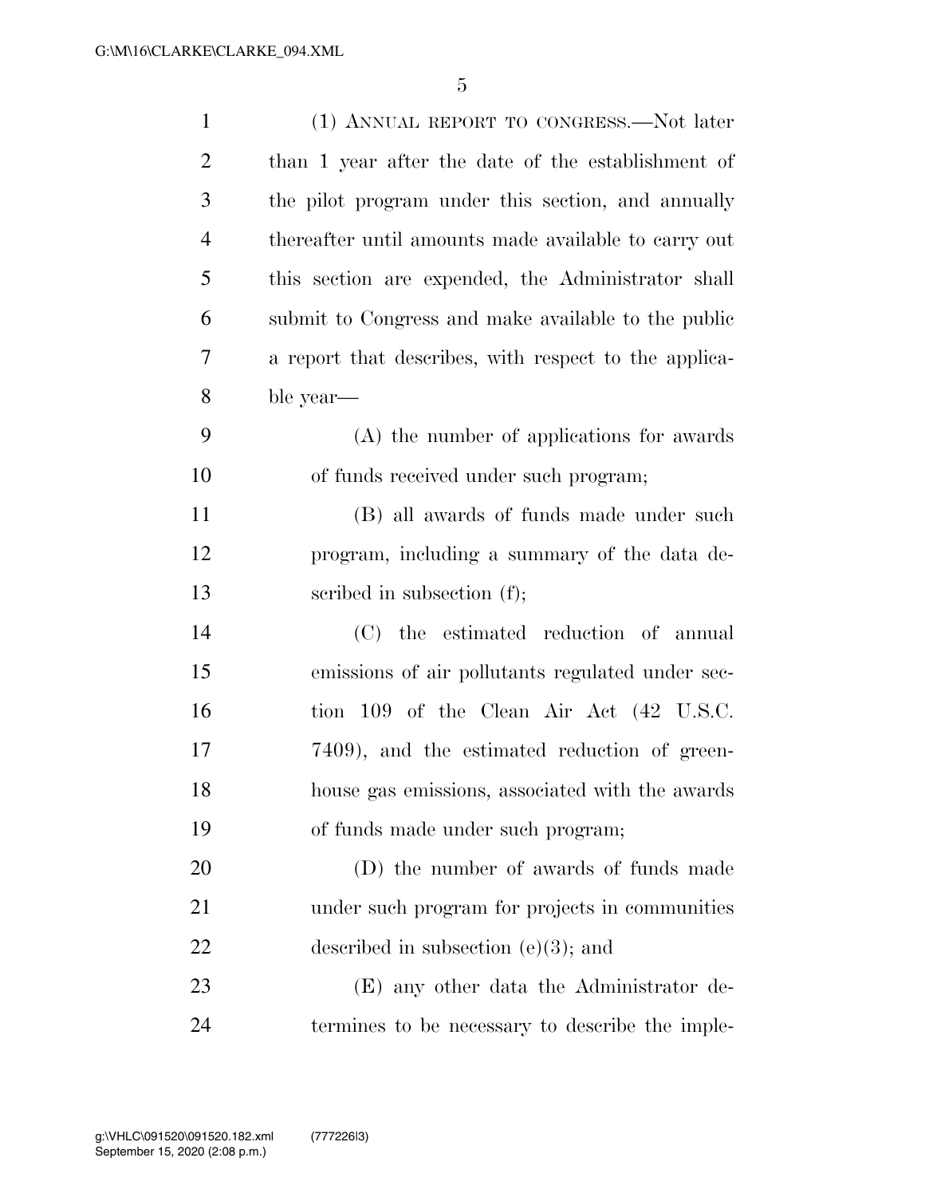(1) ANNUAL REPORT TO CONGRESS.—Not later than 1 year after the date of the establishment of the pilot program under this section, and annually thereafter until amounts made available to carry out this section are expended, the Administrator shall submit to Congress and make available to the public a report that describes, with respect to the applicable year—

(A) the number of applications for awards of funds received under such program;

(B) all awards of funds made under such program, including a summary of the data described in subsection (f);

(C) the estimated reduction of annual emissions of air pollutants regulated under section 109 of the Clean Air Act (42 U.S.C. 7409), and the estimated reduction of greenhouse gas emissions, associated with the awards of funds made under such program;

(D) the number of awards of funds made under such program for projects in communities described in subsection (e)(3); and

(E) any other data the Administrator determines to be necessary to describe the imple-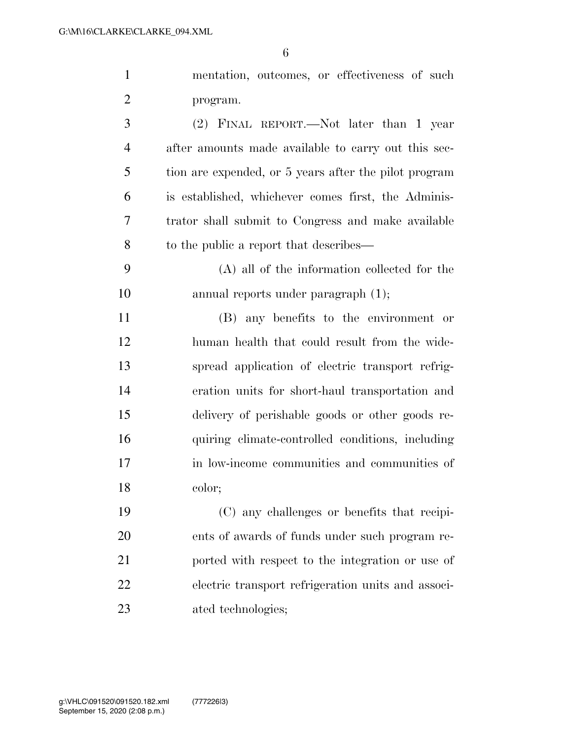mentation, outcomes, or effectiveness of such program.

(2) FINAL REPORT.—Not later than 1 year after amounts made available to carry out this section are expended, or 5 years after the pilot program is established, whichever comes first, the Administrator shall submit to Congress and make available to the public a report that describes—

(A) all of the information collected for the annual reports under paragraph (1);

(B) any benefits to the environment or human health that could result from the widespread application of electric transport refrigeration units for short-haul transportation and delivery of perishable goods or other goods requiring climate-controlled conditions, including in low-income communities and communities of color;

(C) any challenges or benefits that recipients of awards of funds under such program reported with respect to the integration or use of electric transport refrigeration units and associated technologies;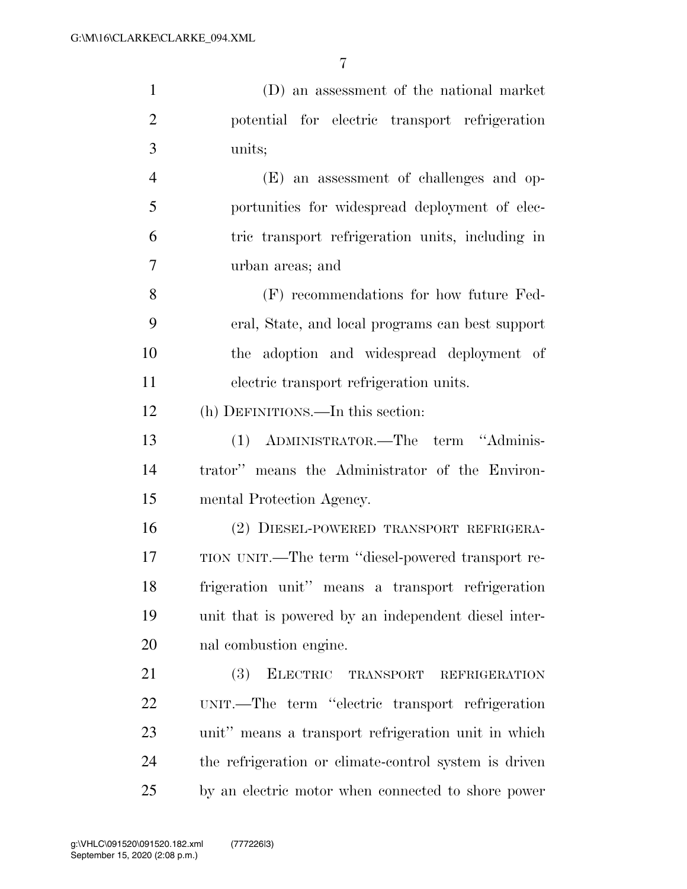(D) an assessment of the national market potential for electric transport refrigeration units;

(E) an assessment of challenges and opportunities for widespread deployment of electric transport refrigeration units, including in urban areas; and

(F) recommendations for how future Federal, State, and local programs can best support the adoption and widespread deployment of electric transport refrigeration units.

(h) DEFINITIONS.—In this section:

(1) ADMINISTRATOR.—The term "Administrator" means the Administrator of the Environmental Protection Agency.

(2) DIESEL-POWERED TRANSPORT REFRIGERATION UNIT.—The term "diesel-powered transport refrigeration unit" means a transport refrigeration unit that is powered by an independent diesel internal combustion engine.

(3) ELECTRIC TRANSPORT REFRIGERATION UNIT.—The term "electric transport refrigeration unit" means a transport refrigeration unit in which the refrigeration or climate-control system is driven by an electric motor when connected to shore power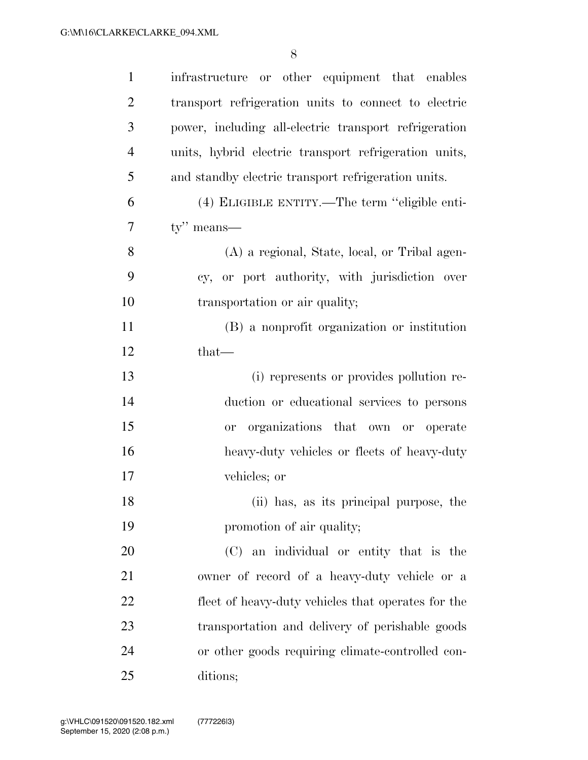infrastructure or other equipment that enables transport refrigeration units to connect to electric power, including all-electric transport refrigeration units, hybrid electric transport refrigeration units, and standby electric transport refrigeration units.

(4) ELIGIBLE ENTITY.—The term ''eligible entity'' means—

(A) a regional, State, local, or Tribal agency, or port authority, with jurisdiction over transportation or air quality;

(B) a nonprofit organization or institution that—

(i) represents or provides pollution reduction or educational services to persons or organizations that own or operate heavy-duty vehicles or fleets of heavy-duty vehicles; or

(ii) has, as its principal purpose, the promotion of air quality;

(C) an individual or entity that is the owner of record of a heavy-duty vehicle or a fleet of heavy-duty vehicles that operates for the transportation and delivery of perishable goods or other goods requiring climate-controlled conditions;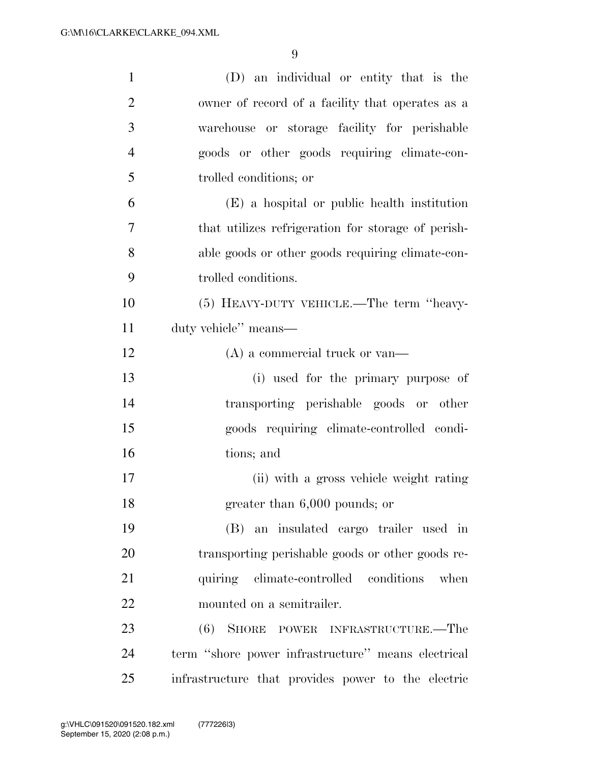(D) an individual or entity that is the owner of record of a facility that operates as a warehouse or storage facility for perishable goods or other goods requiring climate-controlled conditions; or

(E) a hospital or public health institution that utilizes refrigeration for storage of perishable goods or other goods requiring climate-controlled conditions.

(5) HEAVY-DUTY VEHICLE.—The term ''heavy-duty vehicle'' means—

(A) a commercial truck or van—

(i) used for the primary purpose of transporting perishable goods or other goods requiring climate-controlled conditions; and

(ii) with a gross vehicle weight rating greater than 6,000 pounds; or

(B) an insulated cargo trailer used in transporting perishable goods or other goods requiring climate-controlled conditions when mounted on a semitrailer.

(6) SHORE POWER INFRASTRUCTURE.—The term ''shore power infrastructure'' means electrical infrastructure that provides power to the electric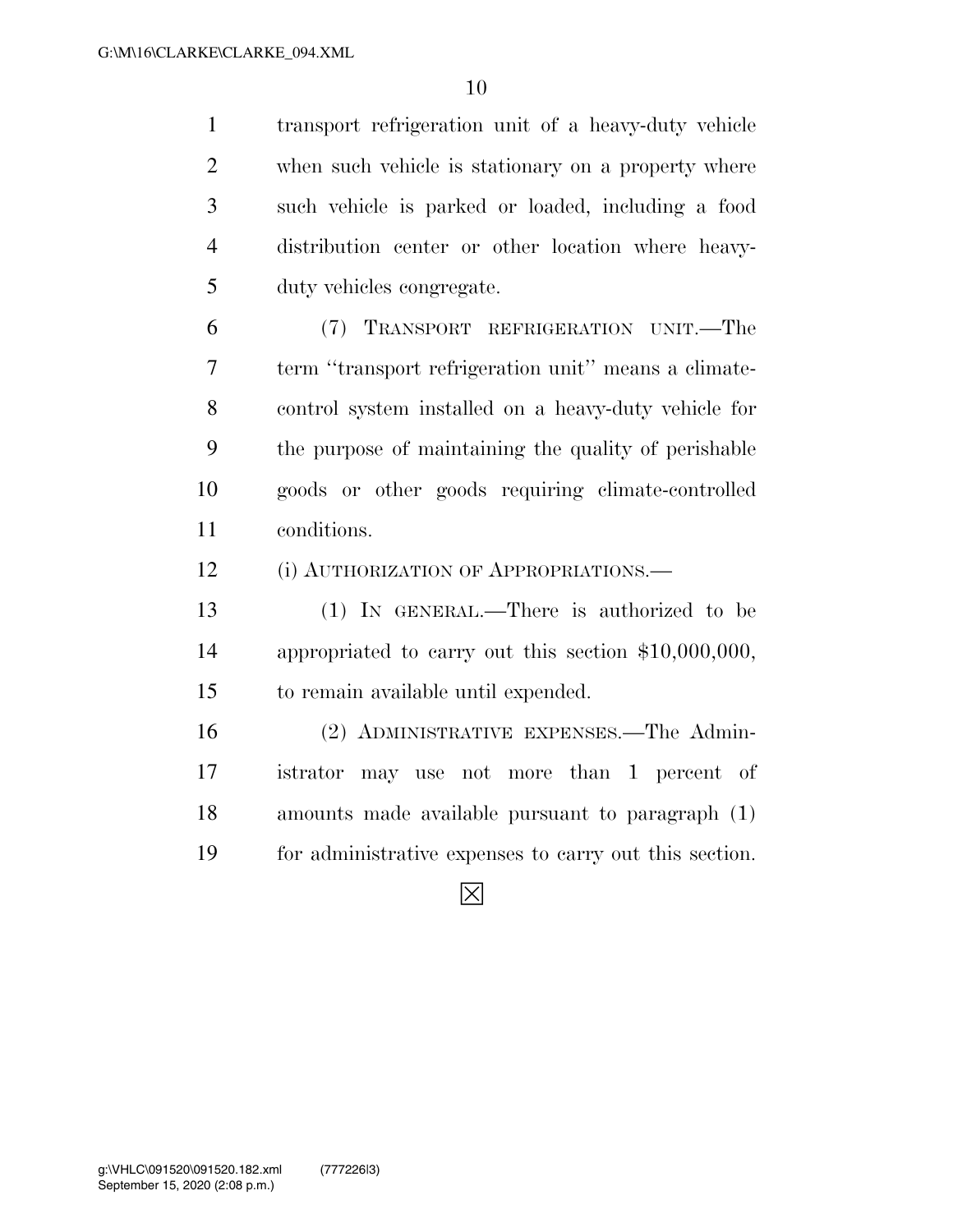transport refrigeration unit of a heavy-duty vehicle when such vehicle is stationary on a property where such vehicle is parked or loaded, including a food distribution center or other location where heavy-duty vehicles congregate.

(7) TRANSPORT REFRIGERATION UNIT.—The term ''transport refrigeration unit'' means a climate-control system installed on a heavy-duty vehicle for the purpose of maintaining the quality of perishable goods or other goods requiring climate-controlled conditions.

(i) AUTHORIZATION OF APPROPRIATIONS.—

(1) IN GENERAL.—There is authorized to be appropriated to carry out this section $10,000,000, to remain available until expended.

(2) ADMINISTRATIVE EXPENSES.—The Administrator may use not more than 1 percent of amounts made available pursuant to paragraph (1) for administrative expenses to carry out this section.